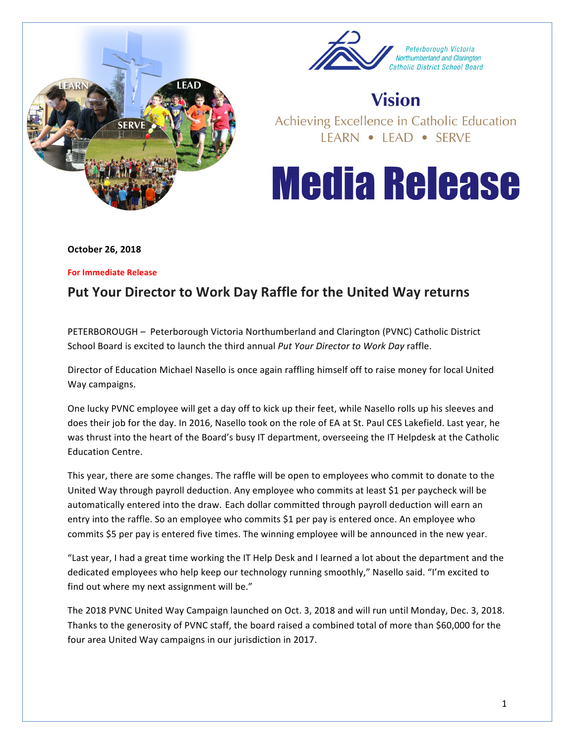Peterborough Victoria Northumberland and Clarington Catholic District School Board

**Vision**

Achieving Excellence in Catholic Education

LEARN • LEAD • SERVE

# Media Release

**October 26, 2018**

**For Immediate Release**

## Put Your Director to Work Day Raffle for the United Way returns

PETERBOROUGH – Peterborough Victoria Northumberland and Clarington (PVNC) Catholic District School Board is excited to launch the third annual *Put Your Director to Work Day* raffle.

Director of Education Michael Nasello is once again raffling himself off to raise money for local United Way campaigns.

One lucky PVNC employee will get a day off to kick up their feet, while Nasello rolls up his sleeves and does their job for the day. In 2016, Nasello took on the role of EA at St. Paul CES Lakefield. Last year, he was thrust into the heart of the Board's busy IT department, overseeing the IT Helpdesk at the Catholic Education Centre.

This year, there are some changes. The raffle will be open to employees who commit to donate to the United Way through payroll deduction. Any employee who commits at least $1 per paycheck will be automatically entered into the draw. Each dollar committed through payroll deduction will earn an entry into the raffle. So an employee who commits $1 per pay is entered once. An employee who commits $5 per pay is entered five times. The winning employee will be announced in the new year.

"Last year, I had a great time working the IT Help Desk and I learned a lot about the department and the dedicated employees who help keep our technology running smoothly," Nasello said. "I'm excited to find out where my next assignment will be."

The 2018 PVNC United Way Campaign launched on Oct. 3, 2018 and will run until Monday, Dec. 3, 2018. Thanks to the generosity of PVNC staff, the board raised a combined total of more than $60,000 for the four area United Way campaigns in our jurisdiction in 2017.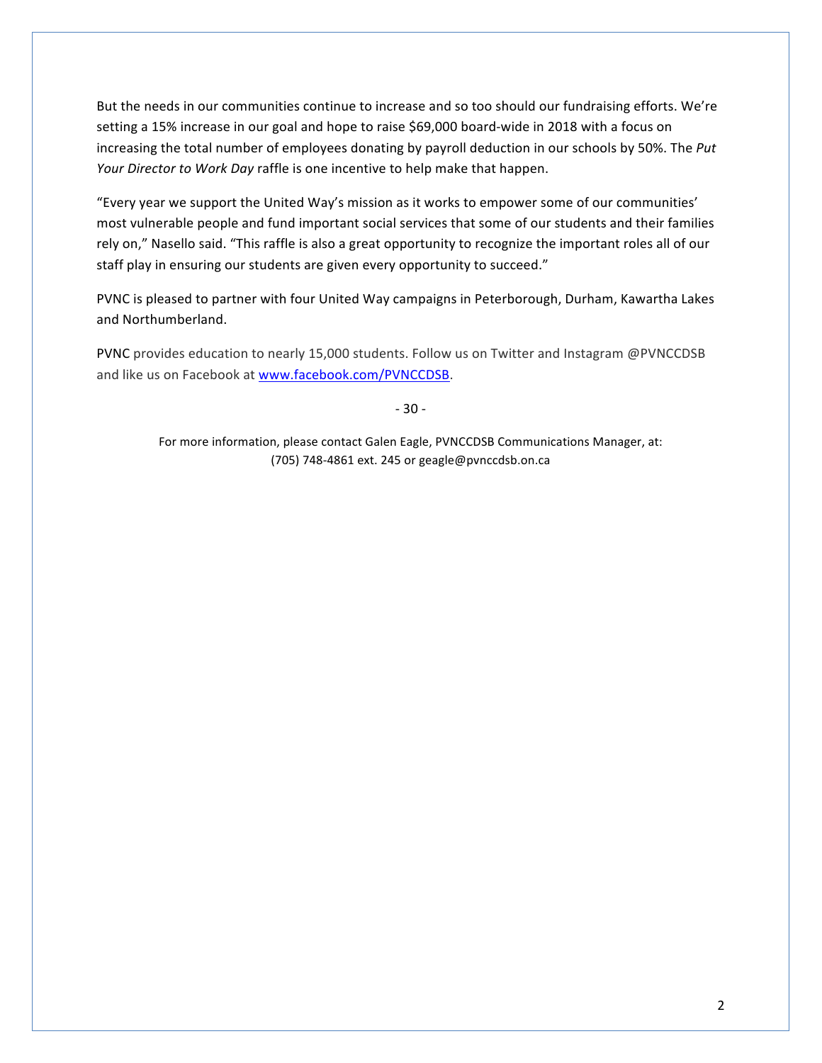But the needs in our communities continue to increase and so too should our fundraising efforts. We're setting a 15% increase in our goal and hope to raise $69,000 board-wide in 2018 with a focus on increasing the total number of employees donating by payroll deduction in our schools by 50%. The *Put Your Director to Work Day* raffle is one incentive to help make that happen.

"Every year we support the United Way's mission as it works to empower some of our communities' most vulnerable people and fund important social services that some of our students and their families rely on," Nasello said. "This raffle is also a great opportunity to recognize the important roles all of our staff play in ensuring our students are given every opportunity to succeed."

PVNC is pleased to partner with four United Way campaigns in Peterborough, Durham, Kawartha Lakes and Northumberland.

PVNC provides education to nearly 15,000 students. Follow us on Twitter and Instagram @PVNCCDSB and like us on Facebook at [www.facebook.com/PVNCCDSB](www.facebook.com/PVNCCDSB).

- 30 -

For more information, please contact Galen Eagle, PVNCCDSB Communications Manager, at: (705) 748-4861 ext. 245 or geagle@pvnccdsb.on.ca